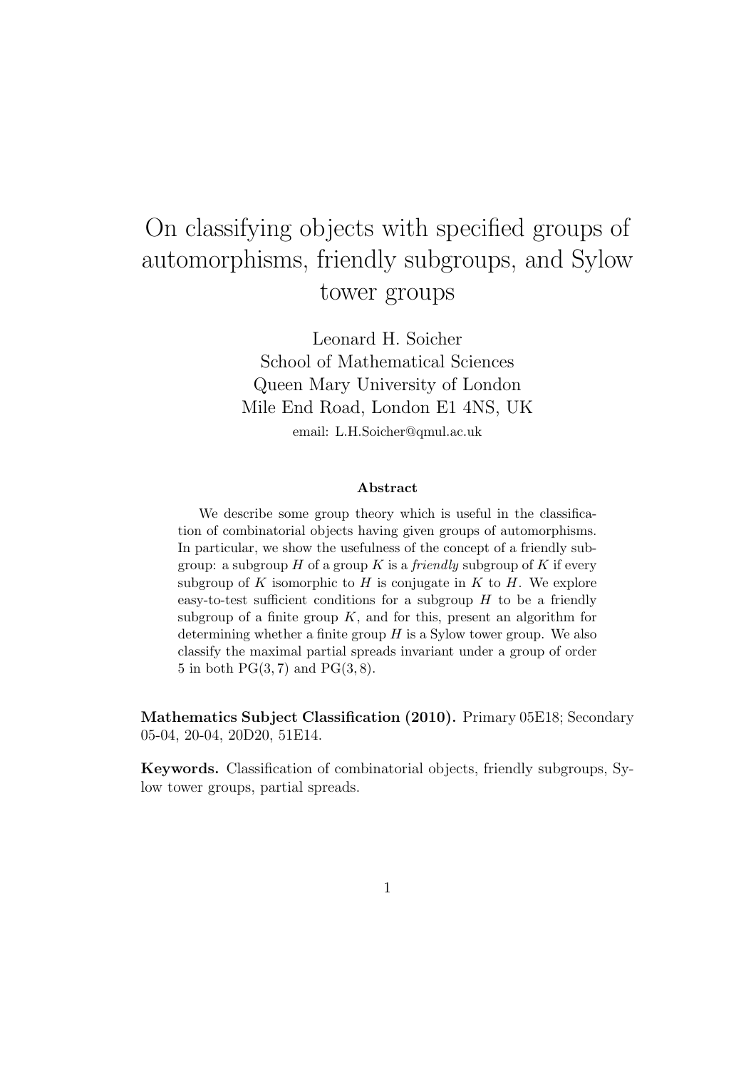# On classifying objects with specified groups of automorphisms, friendly subgroups, and Sylow tower groups

Leonard H. Soicher
School of Mathematical Sciences
Queen Mary University of London
Mile End Road, London E1 4NS, UK
email: L.H.Soicher@qmul.ac.uk

### Abstract

We describe some group theory which is useful in the classification of combinatorial objects having given groups of automorphisms. In particular, we show the usefulness of the concept of a friendly subgroup: a subgroup $H$ of a group $K$ is a *friendly* subgroup of $K$ if every subgroup of $K$ isomorphic to $H$ is conjugate in $K$ to $H$. We explore easy-to-test sufficient conditions for a subgroup $H$ to be a friendly subgroup of a finite group $K$, and for this, present an algorithm for determining whether a finite group $H$ is a Sylow tower group. We also classify the maximal partial spreads invariant under a group of order 5 in both $\mathrm{PG}(3, 7)$ and $\mathrm{PG}(3, 8)$.

**Mathematics Subject Classification (2010).** Primary 05E18; Secondary 05-04, 20-04, 20D20, 51E14.

**Keywords.** Classification of combinatorial objects, friendly subgroups, Sylow tower groups, partial spreads.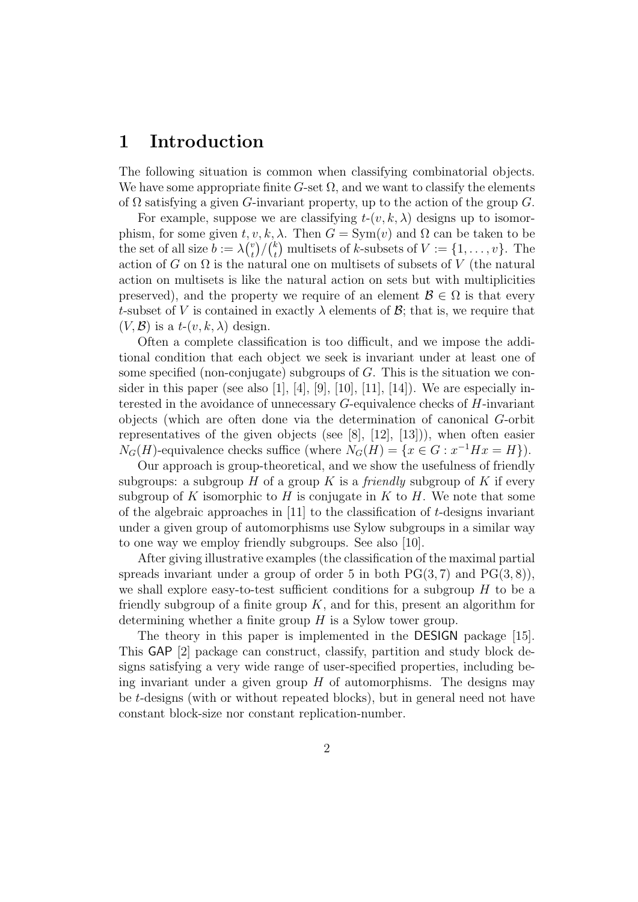# 1 Introduction

The following situation is common when classifying combinatorial objects. We have some appropriate finite $G$-set $\Omega$, and we want to classify the elements of $\Omega$ satisfying a given $G$-invariant property, up to the action of the group $G$.

For example, suppose we are classifying $t$-$(v,k,\lambda)$ designs up to isomorphism, for some given $t,v,k,\lambda$. Then $G = \mathrm{Sym}(v)$ and $\Omega$ can be taken to be the set of all size $b := \lambda\binom{v}{t}/\binom{k}{t}$ multisets of $k$-subsets of $V := \{1,\ldots,v\}$. The action of $G$ on $\Omega$ is the natural one on multisets of subsets of $V$ (the natural action on multisets is like the natural action on sets but with multiplicities preserved), and the property we require of an element $\mathcal{B} \in \Omega$ is that every $t$-subset of $V$ is contained in exactly $\lambda$ elements of $\mathcal{B}$; that is, we require that $(V,\mathcal{B})$ is a $t$-$(v,k,\lambda)$ design.

Often a complete classification is too difficult, and we impose the additional condition that each object we seek is invariant under at least one of some specified (non-conjugate) subgroups of $G$. This is the situation we consider in this paper (see also [1], [4], [9], [10], [11], [14]). We are especially interested in the avoidance of unnecessary $G$-equivalence checks of $H$-invariant objects (which are often done via the determination of canonical $G$-orbit representatives of the given objects (see [8], [12], [13])), when often easier $N_G(H)$-equivalence checks suffice (where $N_G(H) = \{x \in G : x^{-1}Hx = H\}$).

Our approach is group-theoretical, and we show the usefulness of friendly subgroups: a subgroup $H$ of a group $K$ is a *friendly* subgroup of $K$ if every subgroup of $K$ isomorphic to $H$ is conjugate in $K$ to $H$. We note that some of the algebraic approaches in [11] to the classification of $t$-designs invariant under a given group of automorphisms use Sylow subgroups in a similar way to one way we employ friendly subgroups. See also [10].

After giving illustrative examples (the classification of the maximal partial spreads invariant under a group of order 5 in both $\mathrm{PG}(3,7)$ and $\mathrm{PG}(3,8)$), we shall explore easy-to-test sufficient conditions for a subgroup $H$ to be a friendly subgroup of a finite group $K$, and for this, present an algorithm for determining whether a finite group $H$ is a Sylow tower group.

The theory in this paper is implemented in the DESIGN package [15]. This GAP [2] package can construct, classify, partition and study block designs satisfying a very wide range of user-specified properties, including being invariant under a given group $H$ of automorphisms. The designs may be $t$-designs (with or without repeated blocks), but in general need not have constant block-size nor constant replication-number.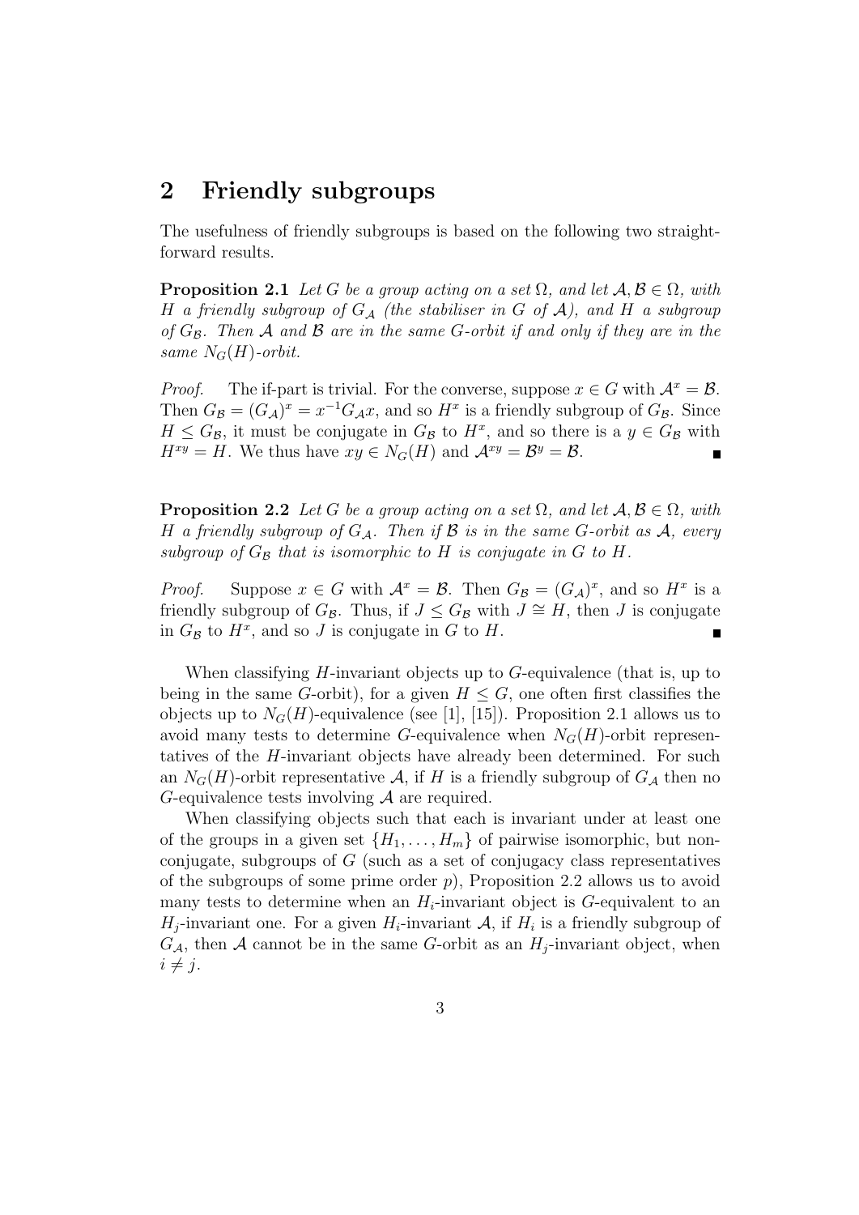## 2 Friendly subgroups

The usefulness of friendly subgroups is based on the following two straightforward results.

**Proposition 2.1** *Let $G$ be a group acting on a set $\Omega$, and let $\mathcal{A}, \mathcal{B} \in \Omega$, with $H$ a friendly subgroup of $G_{\mathcal{A}}$ (the stabiliser in $G$ of $\mathcal{A}$), and $H$ a subgroup of $G_{\mathcal{B}}$. Then $\mathcal{A}$ and $\mathcal{B}$ are in the same $G$-orbit if and only if they are in the same $N_G(H)$-orbit.*

*Proof.* The if-part is trivial. For the converse, suppose $x \in G$ with $\mathcal{A}^x = \mathcal{B}$. Then $G_{\mathcal{B}} = (G_{\mathcal{A}})^x = x^{-1}G_{\mathcal{A}}x$, and so $H^x$ is a friendly subgroup of $G_{\mathcal{B}}$. Since $H \leq G_{\mathcal{B}}$, it must be conjugate in $G_{\mathcal{B}}$ to $H^x$, and so there is a $y \in G_{\mathcal{B}}$ with $H^{xy} = H$. We thus have $xy \in N_G(H)$ and $\mathcal{A}^{xy} = \mathcal{B}^y = \mathcal{B}$. ∎

**Proposition 2.2** *Let $G$ be a group acting on a set $\Omega$, and let $\mathcal{A}, \mathcal{B} \in \Omega$, with $H$ a friendly subgroup of $G_{\mathcal{A}}$. Then if $\mathcal{B}$ is in the same $G$-orbit as $\mathcal{A}$, every subgroup of $G_{\mathcal{B}}$ that is isomorphic to $H$ is conjugate in $G$ to $H$.*

*Proof.* Suppose $x \in G$ with $\mathcal{A}^x = \mathcal{B}$. Then $G_{\mathcal{B}} = (G_{\mathcal{A}})^x$, and so $H^x$ is a friendly subgroup of $G_{\mathcal{B}}$. Thus, if $J \leq G_{\mathcal{B}}$ with $J \cong H$, then $J$ is conjugate in $G_{\mathcal{B}}$ to $H^x$, and so $J$ is conjugate in $G$ to $H$. ∎

When classifying $H$-invariant objects up to $G$-equivalence (that is, up to being in the same $G$-orbit), for a given $H \leq G$, one often first classifies the objects up to $N_G(H)$-equivalence (see [1], [15]). Proposition 2.1 allows us to avoid many tests to determine $G$-equivalence when $N_G(H)$-orbit representatives of the $H$-invariant objects have already been determined. For such an $N_G(H)$-orbit representative $\mathcal{A}$, if $H$ is a friendly subgroup of $G_{\mathcal{A}}$ then no $G$-equivalence tests involving $\mathcal{A}$ are required.

When classifying objects such that each is invariant under at least one of the groups in a given set $\{H_1, \ldots, H_m\}$ of pairwise isomorphic, but non-conjugate, subgroups of $G$ (such as a set of conjugacy class representatives of the subgroups of some prime order $p$), Proposition 2.2 allows us to avoid many tests to determine when an $H_i$-invariant object is $G$-equivalent to an $H_j$-invariant one. For a given $H_i$-invariant $\mathcal{A}$, if $H_i$ is a friendly subgroup of $G_{\mathcal{A}}$, then $\mathcal{A}$ cannot be in the same $G$-orbit as an $H_j$-invariant object, when $i \neq j$.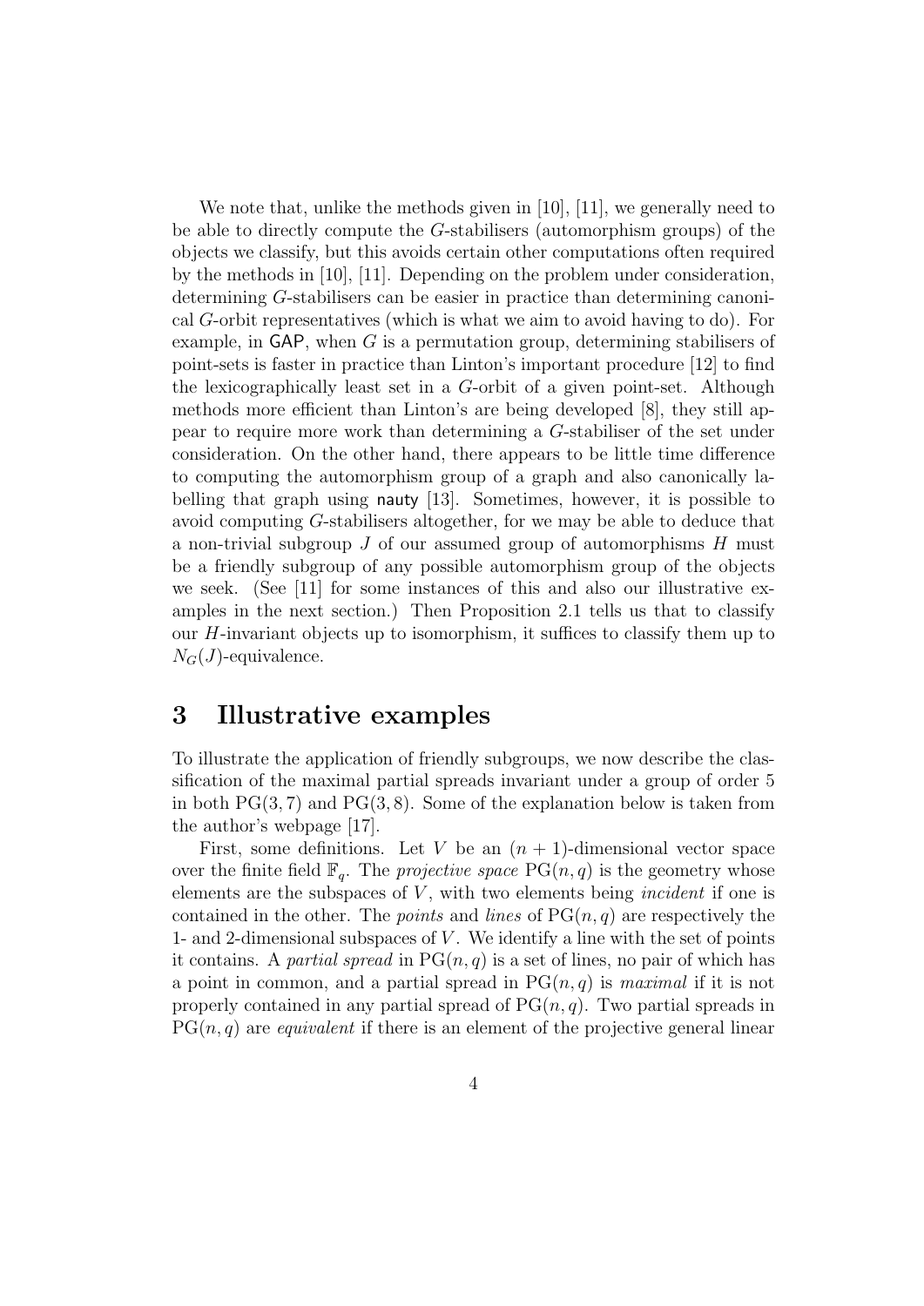We note that, unlike the methods given in [10], [11], we generally need to be able to directly compute the $G$-stabilisers (automorphism groups) of the objects we classify, but this avoids certain other computations often required by the methods in [10], [11]. Depending on the problem under consideration, determining $G$-stabilisers can be easier in practice than determining canonical $G$-orbit representatives (which is what we aim to avoid having to do). For example, in GAP, when $G$ is a permutation group, determining stabilisers of point-sets is faster in practice than Linton's important procedure [12] to find the lexicographically least set in a $G$-orbit of a given point-set. Although methods more efficient than Linton's are being developed [8], they still appear to require more work than determining a $G$-stabiliser of the set under consideration. On the other hand, there appears to be little time difference to computing the automorphism group of a graph and also canonically labelling that graph using nauty [13]. Sometimes, however, it is possible to avoid computing $G$-stabilisers altogether, for we may be able to deduce that a non-trivial subgroup $J$ of our assumed group of automorphisms $H$ must be a friendly subgroup of any possible automorphism group of the objects we seek. (See [11] for some instances of this and also our illustrative examples in the next section.) Then Proposition 2.1 tells us that to classify our $H$-invariant objects up to isomorphism, it suffices to classify them up to $N_G(J)$-equivalence.

# 3 Illustrative examples

To illustrate the application of friendly subgroups, we now describe the classification of the maximal partial spreads invariant under a group of order 5 in both $\mathrm{PG}(3,7)$ and $\mathrm{PG}(3,8)$. Some of the explanation below is taken from the author's webpage [17].

First, some definitions. Let $V$ be an $(n+1)$-dimensional vector space over the finite field $\mathbb{F}_q$. The *projective space* $\mathrm{PG}(n,q)$ is the geometry whose elements are the subspaces of $V$, with two elements being *incident* if one is contained in the other. The *points* and *lines* of $\mathrm{PG}(n,q)$ are respectively the 1- and 2-dimensional subspaces of $V$. We identify a line with the set of points it contains. A *partial spread* in $\mathrm{PG}(n,q)$ is a set of lines, no pair of which has a point in common, and a partial spread in $\mathrm{PG}(n,q)$ is *maximal* if it is not properly contained in any partial spread of $\mathrm{PG}(n,q)$. Two partial spreads in $\mathrm{PG}(n,q)$ are *equivalent* if there is an element of the projective general linear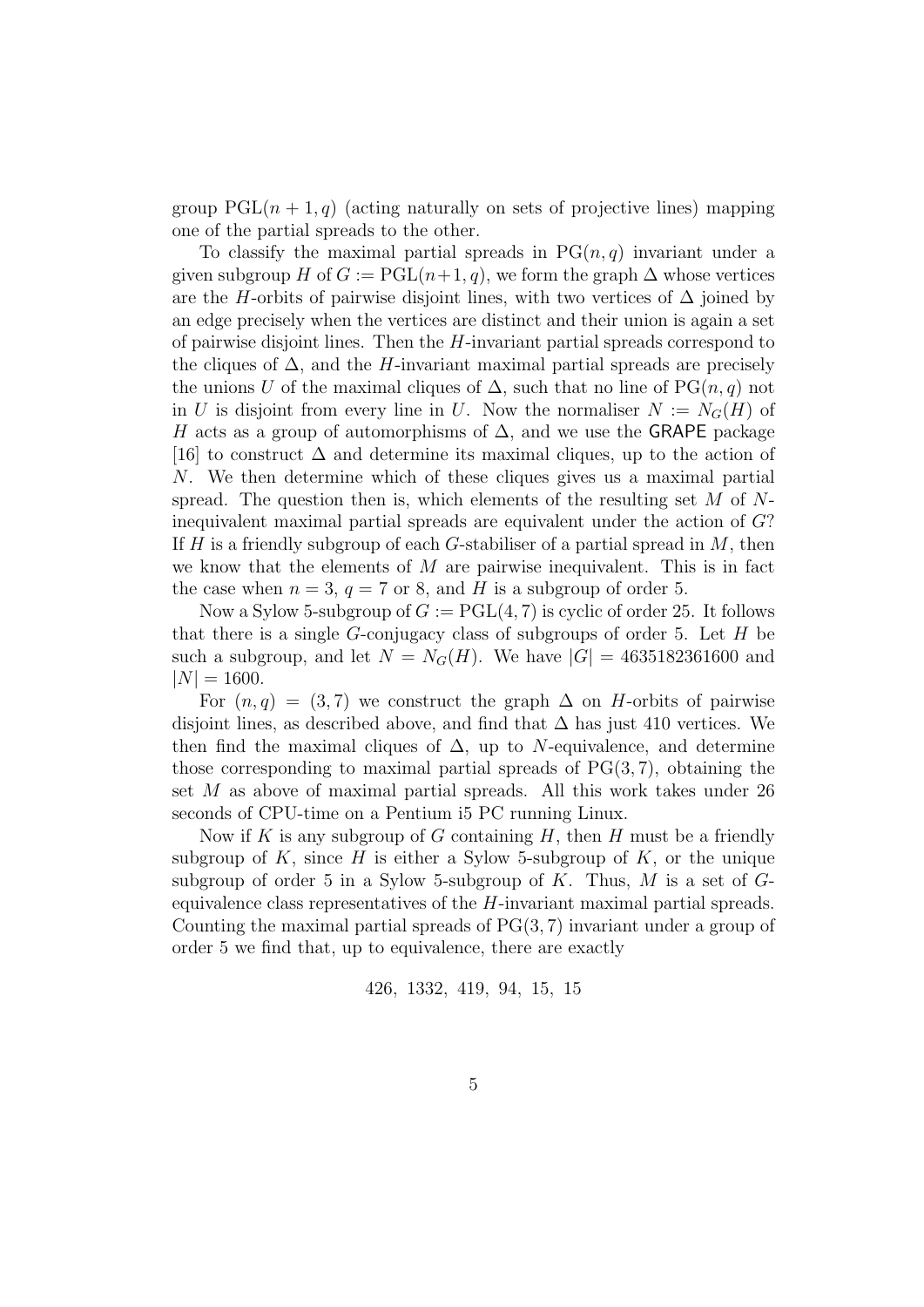group $\mathrm{PGL}(n+1, q)$ (acting naturally on sets of projective lines) mapping one of the partial spreads to the other.

To classify the maximal partial spreads in $\mathrm{PG}(n, q)$ invariant under a given subgroup $H$ of $G := \mathrm{PGL}(n+1, q)$, we form the graph $\Delta$ whose vertices are the $H$-orbits of pairwise disjoint lines, with two vertices of $\Delta$ joined by an edge precisely when the vertices are distinct and their union is again a set of pairwise disjoint lines. Then the $H$-invariant partial spreads correspond to the cliques of $\Delta$, and the $H$-invariant maximal partial spreads are precisely the unions $U$ of the maximal cliques of $\Delta$, such that no line of $\mathrm{PG}(n, q)$ not in $U$ is disjoint from every line in $U$. Now the normaliser $N := N_G(H)$ of $H$ acts as a group of automorphisms of $\Delta$, and we use the GRAPE package [16] to construct $\Delta$ and determine its maximal cliques, up to the action of $N$. We then determine which of these cliques gives us a maximal partial spread. The question then is, which elements of the resulting set $M$ of $N$-inequivalent maximal partial spreads are equivalent under the action of $G$? If $H$ is a friendly subgroup of each $G$-stabiliser of a partial spread in $M$, then we know that the elements of $M$ are pairwise inequivalent. This is in fact the case when $n = 3$, $q = 7$ or 8, and $H$ is a subgroup of order 5.

Now a Sylow 5-subgroup of $G := \mathrm{PGL}(4, 7)$ is cyclic of order 25. It follows that there is a single $G$-conjugacy class of subgroups of order 5. Let $H$ be such a subgroup, and let $N = N_G(H)$. We have $|G| = 4635182361600$ and $|N| = 1600$.

For $(n, q) = (3, 7)$ we construct the graph $\Delta$ on $H$-orbits of pairwise disjoint lines, as described above, and find that $\Delta$ has just 410 vertices. We then find the maximal cliques of $\Delta$, up to $N$-equivalence, and determine those corresponding to maximal partial spreads of $\mathrm{PG}(3, 7)$, obtaining the set $M$ as above of maximal partial spreads. All this work takes under 26 seconds of CPU-time on a Pentium i5 PC running Linux.

Now if $K$ is any subgroup of $G$ containing $H$, then $H$ must be a friendly subgroup of $K$, since $H$ is either a Sylow 5-subgroup of $K$, or the unique subgroup of order 5 in a Sylow 5-subgroup of $K$. Thus, $M$ is a set of $G$-equivalence class representatives of the $H$-invariant maximal partial spreads. Counting the maximal partial spreads of $\mathrm{PG}(3, 7)$ invariant under a group of order 5 we find that, up to equivalence, there are exactly

$$426,\ 1332,\ 419,\ 94,\ 15,\ 15$$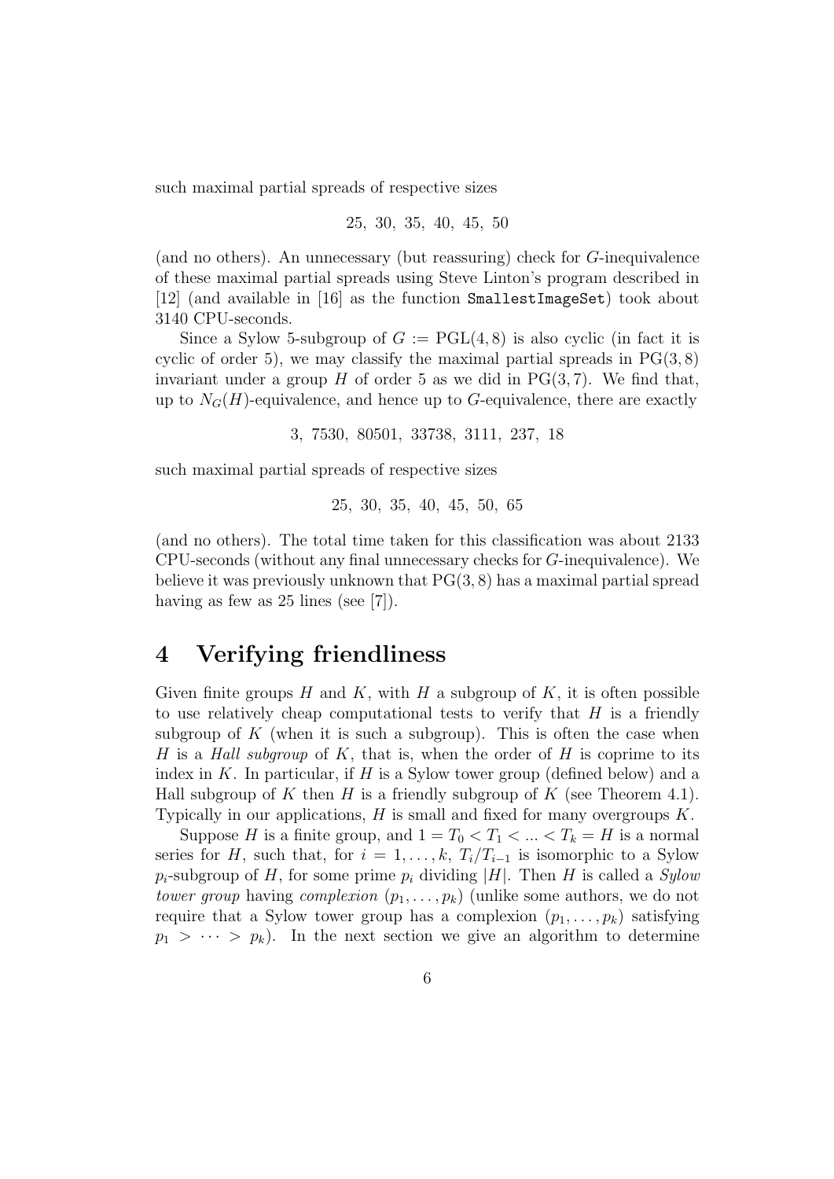such maximal partial spreads of respective sizes

$$25,\ 30,\ 35,\ 40,\ 45,\ 50$$

(and no others). An unnecessary (but reassuring) check for $G$-inequivalence of these maximal partial spreads using Steve Linton's program described in [12] (and available in [16] as the function `SmallestImageSet`) took about 3140 CPU-seconds.

Since a Sylow 5-subgroup of $G := \mathrm{PGL}(4, 8)$ is also cyclic (in fact it is cyclic of order 5), we may classify the maximal partial spreads in $\mathrm{PG}(3, 8)$ invariant under a group $H$ of order 5 as we did in $\mathrm{PG}(3, 7)$. We find that, up to $N_G(H)$-equivalence, and hence up to $G$-equivalence, there are exactly

$$3,\ 7530,\ 80501,\ 33738,\ 3111,\ 237,\ 18$$

such maximal partial spreads of respective sizes

$$25,\ 30,\ 35,\ 40,\ 45,\ 50,\ 65$$

(and no others). The total time taken for this classification was about 2133 CPU-seconds (without any final unnecessary checks for $G$-inequivalence). We believe it was previously unknown that $\mathrm{PG}(3, 8)$ has a maximal partial spread having as few as 25 lines (see [7]).

# 4 Verifying friendliness

Given finite groups $H$ and $K$, with $H$ a subgroup of $K$, it is often possible to use relatively cheap computational tests to verify that $H$ is a friendly subgroup of $K$ (when it is such a subgroup). This is often the case when $H$ is a *Hall subgroup* of $K$, that is, when the order of $H$ is coprime to its index in $K$. In particular, if $H$ is a Sylow tower group (defined below) and a Hall subgroup of $K$ then $H$ is a friendly subgroup of $K$ (see Theorem 4.1). Typically in our applications, $H$ is small and fixed for many overgroups $K$.

Suppose $H$ is a finite group, and $1 = T_0 < T_1 < ... < T_k = H$ is a normal series for $H$, such that, for $i = 1, \ldots, k$, $T_i/T_{i-1}$ is isomorphic to a Sylow $p_i$-subgroup of $H$, for some prime $p_i$ dividing $|H|$. Then $H$ is called a *Sylow tower group* having *complexion* $(p_1, \ldots, p_k)$ (unlike some authors, we do not require that a Sylow tower group has a complexion $(p_1, \ldots, p_k)$ satisfying $p_1 > \cdots > p_k$). In the next section we give an algorithm to determine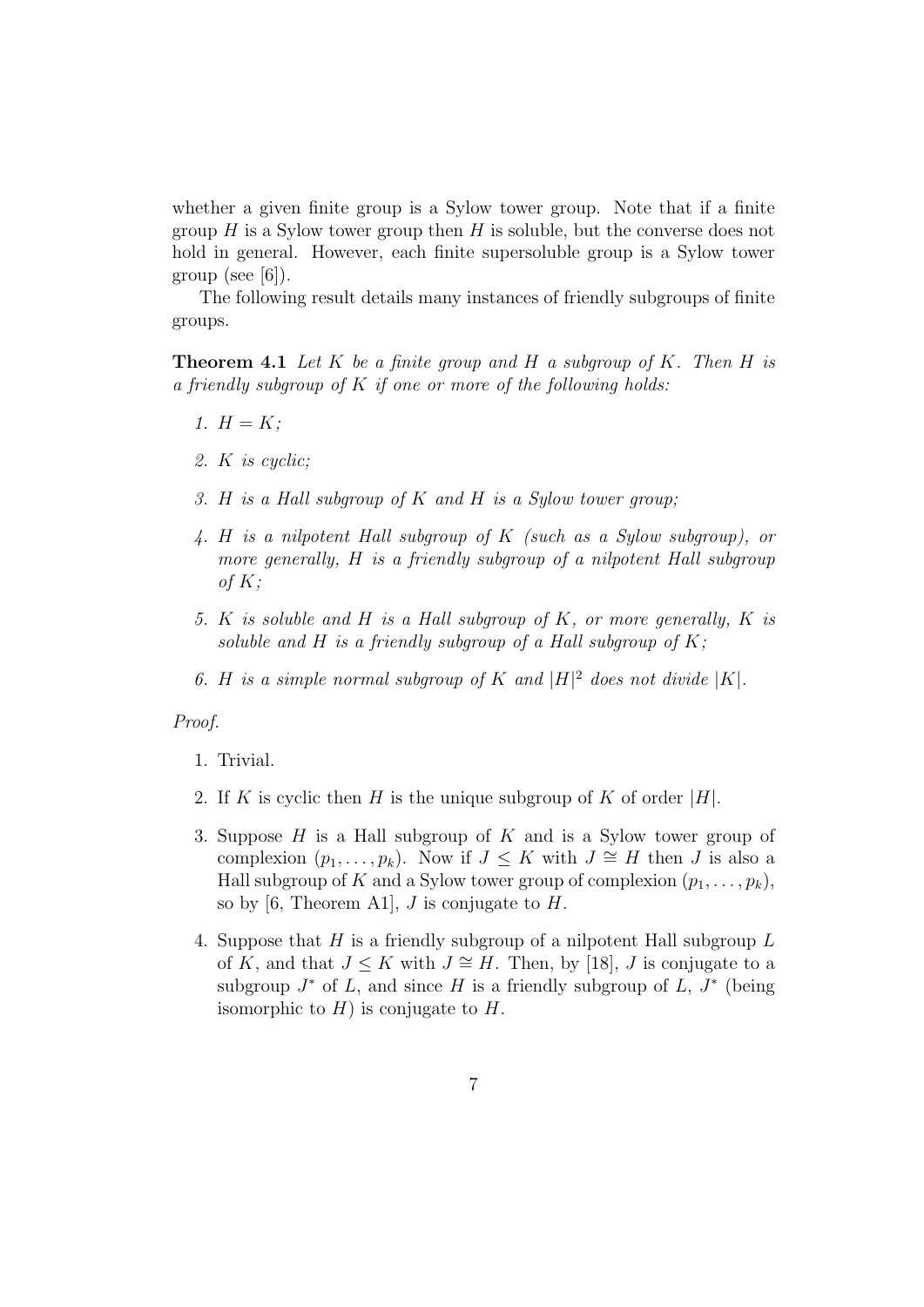whether a given finite group is a Sylow tower group. Note that if a finite group $H$ is a Sylow tower group then $H$ is soluble, but the converse does not hold in general. However, each finite supersoluble group is a Sylow tower group (see [6]).

The following result details many instances of friendly subgroups of finite groups.

**Theorem 4.1** *Let $K$ be a finite group and $H$ a subgroup of $K$. Then $H$ is a friendly subgroup of $K$ if one or more of the following holds:*

1. *$H = K$;*
2. *$K$ is cyclic;*
3. *$H$ is a Hall subgroup of $K$ and $H$ is a Sylow tower group;*
4. *$H$ is a nilpotent Hall subgroup of $K$ (such as a Sylow subgroup), or more generally, $H$ is a friendly subgroup of a nilpotent Hall subgroup of $K$;*
5. *$K$ is soluble and $H$ is a Hall subgroup of $K$, or more generally, $K$ is soluble and $H$ is a friendly subgroup of a Hall subgroup of $K$;*
6. *$H$ is a simple normal subgroup of $K$ and $|H|^2$ does not divide $|K|$.*

*Proof.*

1. Trivial.
2. If $K$ is cyclic then $H$ is the unique subgroup of $K$ of order $|H|$.
3. Suppose $H$ is a Hall subgroup of $K$ and is a Sylow tower group of complexion $(p_1, \dots, p_k)$. Now if $J \leq K$ with $J \cong H$ then $J$ is also a Hall subgroup of $K$ and a Sylow tower group of complexion $(p_1, \dots, p_k)$, so by [6, Theorem A1], $J$ is conjugate to $H$.
4. Suppose that $H$ is a friendly subgroup of a nilpotent Hall subgroup $L$ of $K$, and that $J \leq K$ with $J \cong H$. Then, by [18], $J$ is conjugate to a subgroup $J^*$ of $L$, and since $H$ is a friendly subgroup of $L$, $J^*$ (being isomorphic to $H$) is conjugate to $H$.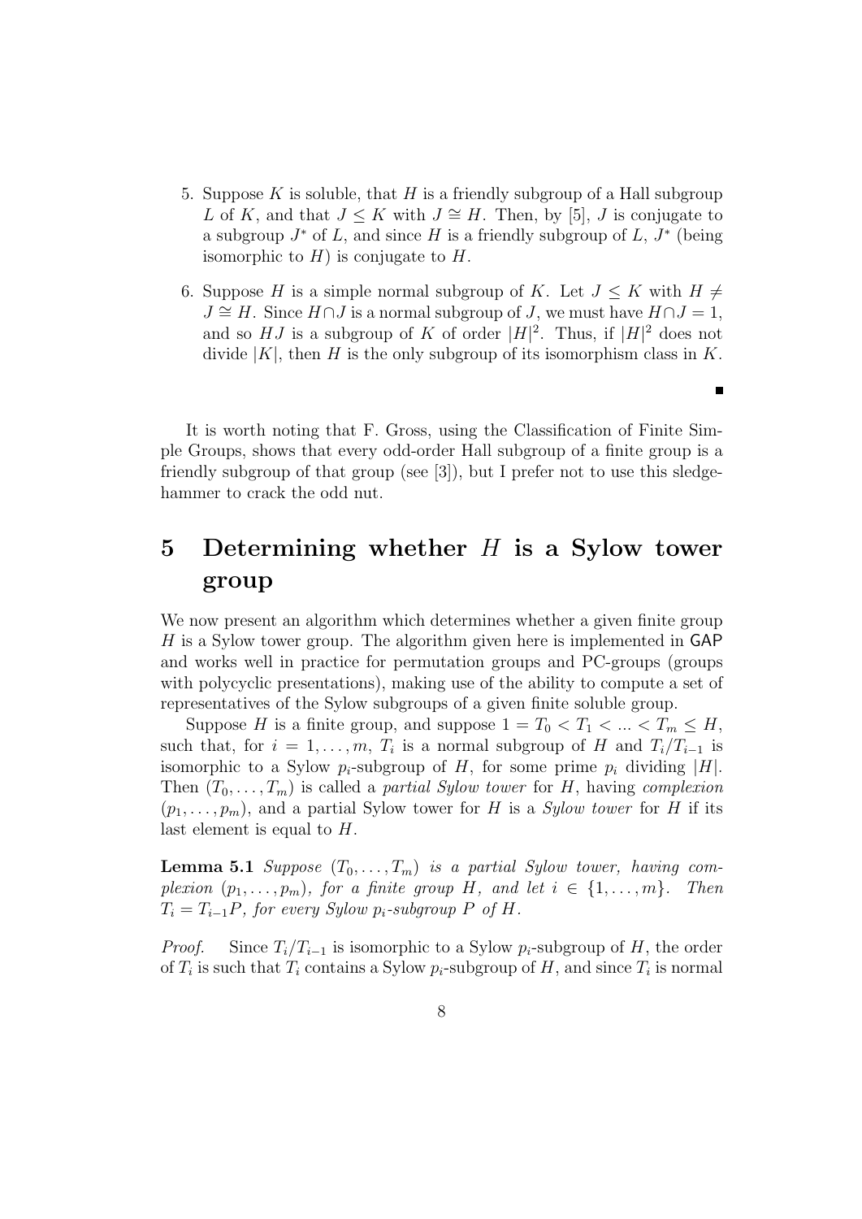5. Suppose $K$ is soluble, that $H$ is a friendly subgroup of a Hall subgroup $L$ of $K$, and that $J \leq K$ with $J \cong H$. Then, by [5], $J$ is conjugate to a subgroup $J^*$ of $L$, and since $H$ is a friendly subgroup of $L$, $J^*$ (being isomorphic to $H$) is conjugate to $H$.

6. Suppose $H$ is a simple normal subgroup of $K$. Let $J \leq K$ with $H \neq J \cong H$. Since $H \cap J$ is a normal subgroup of $J$, we must have $H \cap J = 1$, and so $HJ$ is a subgroup of $K$ of order $|H|^2$. Thus, if $|H|^2$ does not divide $|K|$, then $H$ is the only subgroup of its isomorphism class in $K$.

■

It is worth noting that F. Gross, using the Classification of Finite Simple Groups, shows that every odd-order Hall subgroup of a finite group is a friendly subgroup of that group (see [3]), but I prefer not to use this sledgehammer to crack the odd nut.

# 5 Determining whether $H$ is a Sylow tower group

We now present an algorithm which determines whether a given finite group $H$ is a Sylow tower group. The algorithm given here is implemented in GAP and works well in practice for permutation groups and PC-groups (groups with polycyclic presentations), making use of the ability to compute a set of representatives of the Sylow subgroups of a given finite soluble group.

Suppose $H$ is a finite group, and suppose $1 = T_0 < T_1 < \ldots < T_m \leq H$, such that, for $i = 1, \ldots, m$, $T_i$ is a normal subgroup of $H$ and $T_i/T_{i-1}$ is isomorphic to a Sylow $p_i$-subgroup of $H$, for some prime $p_i$ dividing $|H|$. Then $(T_0, \ldots, T_m)$ is called a *partial Sylow tower* for $H$, having *complexion* $(p_1, \ldots, p_m)$, and a partial Sylow tower for $H$ is a *Sylow tower* for $H$ if its last element is equal to $H$.

**Lemma 5.1** *Suppose $(T_0, \ldots, T_m)$ is a partial Sylow tower, having complexion $(p_1, \ldots, p_m)$, for a finite group $H$, and let $i \in \{1, \ldots, m\}$. Then $T_i = T_{i-1}P$, for every Sylow $p_i$-subgroup $P$ of $H$.*

*Proof.* Since $T_i/T_{i-1}$ is isomorphic to a Sylow $p_i$-subgroup of $H$, the order of $T_i$ is such that $T_i$ contains a Sylow $p_i$-subgroup of $H$, and since $T_i$ is normal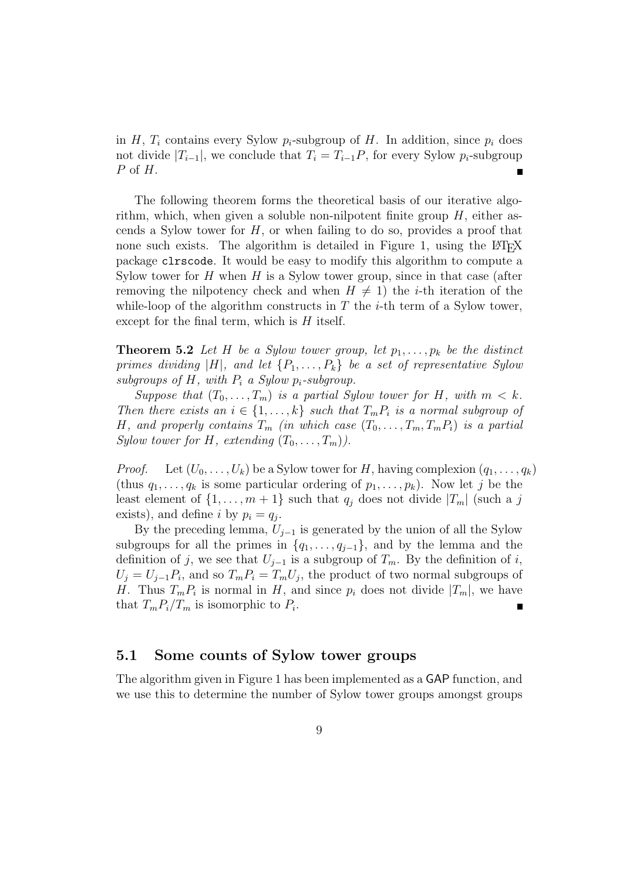in $H$, $T_i$ contains every Sylow $p_i$-subgroup of $H$. In addition, since $p_i$ does not divide $|T_{i-1}|$, we conclude that $T_i = T_{i-1}P$, for every Sylow $p_i$-subgroup $P$ of $H$. ∎

The following theorem forms the theoretical basis of our iterative algorithm, which, when given a soluble non-nilpotent finite group $H$, either ascends a Sylow tower for $H$, or when failing to do so, provides a proof that none such exists. The algorithm is detailed in Figure 1, using the LaTeX package `clrscode`. It would be easy to modify this algorithm to compute a Sylow tower for $H$ when $H$ is a Sylow tower group, since in that case (after removing the nilpotency check and when $H \neq 1$) the $i$-th iteration of the while-loop of the algorithm constructs in $T$ the $i$-th term of a Sylow tower, except for the final term, which is $H$ itself.

**Theorem 5.2** *Let $H$ be a Sylow tower group, let $p_1, \ldots, p_k$ be the distinct primes dividing $|H|$, and let $\{P_1, \ldots, P_k\}$ be a set of representative Sylow subgroups of $H$, with $P_i$ a Sylow $p_i$-subgroup.*

*Suppose that $(T_0, \ldots, T_m)$ is a partial Sylow tower for $H$, with $m < k$. Then there exists an $i \in \{1, \ldots, k\}$ such that $T_m P_i$ is a normal subgroup of $H$, and properly contains $T_m$ (in which case $(T_0, \ldots, T_m, T_m P_i)$ is a partial Sylow tower for $H$, extending $(T_0, \ldots, T_m)$).*

*Proof.* Let $(U_0, \ldots, U_k)$ be a Sylow tower for $H$, having complexion $(q_1, \ldots, q_k)$ (thus $q_1, \ldots, q_k$ is some particular ordering of $p_1, \ldots, p_k$). Now let $j$ be the least element of $\{1, \ldots, m+1\}$ such that $q_j$ does not divide $|T_m|$ (such a $j$ exists), and define $i$ by $p_i = q_j$.

By the preceding lemma, $U_{j-1}$ is generated by the union of all the Sylow subgroups for all the primes in $\{q_1, \ldots, q_{j-1}\}$, and by the lemma and the definition of $j$, we see that $U_{j-1}$ is a subgroup of $T_m$. By the definition of $i$, $U_j = U_{j-1}P_i$, and so $T_m P_i = T_m U_j$, the product of two normal subgroups of $H$. Thus $T_m P_i$ is normal in $H$, and since $p_i$ does not divide $|T_m|$, we have that $T_m P_i / T_m$ is isomorphic to $P_i$. ∎

## 5.1 Some counts of Sylow tower groups

The algorithm given in Figure 1 has been implemented as a GAP function, and we use this to determine the number of Sylow tower groups amongst groups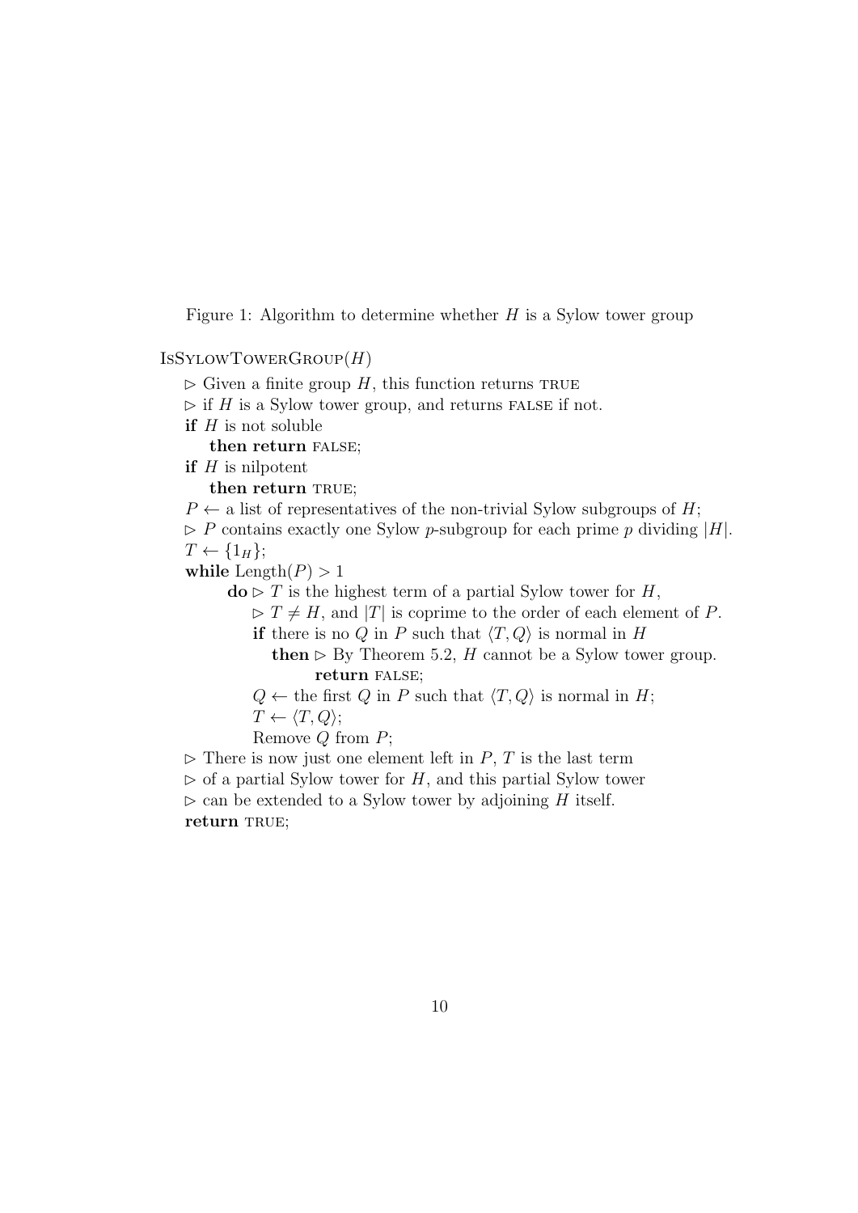Figure 1: Algorithm to determine whether $H$ is a Sylow tower group

```
IsSylowTowerGroup(H)
  ▷ Given a finite group H, this function returns TRUE
  ▷ if H is a Sylow tower group, and returns FALSE if not.
  if H is not soluble
     then return FALSE;
  if H is nilpotent
     then return TRUE;
  P ← a list of representatives of the non-trivial Sylow subgroups of H;
  ▷ P contains exactly one Sylow p-subgroup for each prime p dividing |H|.
  T ← {1_H};
  while Length(P) > 1
      do ▷ T is the highest term of a partial Sylow tower for H,
         ▷ T ≠ H, and |T| is coprime to the order of each element of P.
         if there is no Q in P such that ⟨T, Q⟩ is normal in H
            then ▷ By Theorem 5.2, H cannot be a Sylow tower group.
                 return FALSE;
         Q ← the first Q in P such that ⟨T, Q⟩ is normal in H;
         T ← ⟨T, Q⟩;
         Remove Q from P;
  ▷ There is now just one element left in P, T is the last term
  ▷ of a partial Sylow tower for H, and this partial Sylow tower
  ▷ can be extended to a Sylow tower by adjoining H itself.
  return TRUE;
```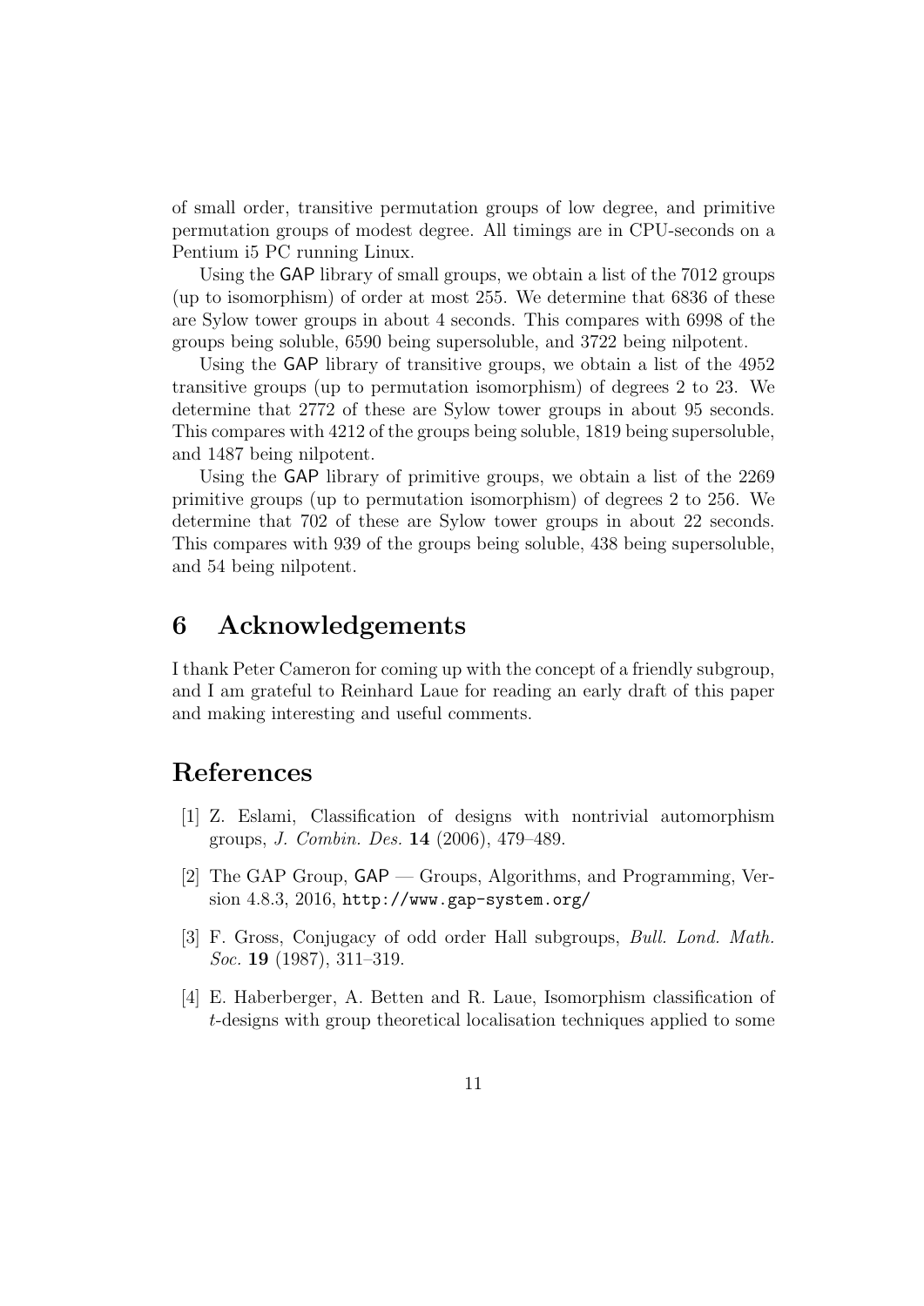of small order, transitive permutation groups of low degree, and primitive permutation groups of modest degree. All timings are in CPU-seconds on a Pentium i5 PC running Linux.

Using the GAP library of small groups, we obtain a list of the 7012 groups (up to isomorphism) of order at most 255. We determine that 6836 of these are Sylow tower groups in about 4 seconds. This compares with 6998 of the groups being soluble, 6590 being supersoluble, and 3722 being nilpotent.

Using the GAP library of transitive groups, we obtain a list of the 4952 transitive groups (up to permutation isomorphism) of degrees 2 to 23. We determine that 2772 of these are Sylow tower groups in about 95 seconds. This compares with 4212 of the groups being soluble, 1819 being supersoluble, and 1487 being nilpotent.

Using the GAP library of primitive groups, we obtain a list of the 2269 primitive groups (up to permutation isomorphism) of degrees 2 to 256. We determine that 702 of these are Sylow tower groups in about 22 seconds. This compares with 939 of the groups being soluble, 438 being supersoluble, and 54 being nilpotent.

# 6 Acknowledgements

I thank Peter Cameron for coming up with the concept of a friendly subgroup, and I am grateful to Reinhard Laue for reading an early draft of this paper and making interesting and useful comments.

# References

[1] Z. Eslami, Classification of designs with nontrivial automorphism groups, *J. Combin. Des.* **14** (2006), 479–489.

[2] The GAP Group, GAP — Groups, Algorithms, and Programming, Version 4.8.3, 2016, `http://www.gap-system.org/`

[3] F. Gross, Conjugacy of odd order Hall subgroups, *Bull. Lond. Math. Soc.* **19** (1987), 311–319.

[4] E. Haberberger, A. Betten and R. Laue, Isomorphism classification of $t$-designs with group theoretical localisation techniques applied to some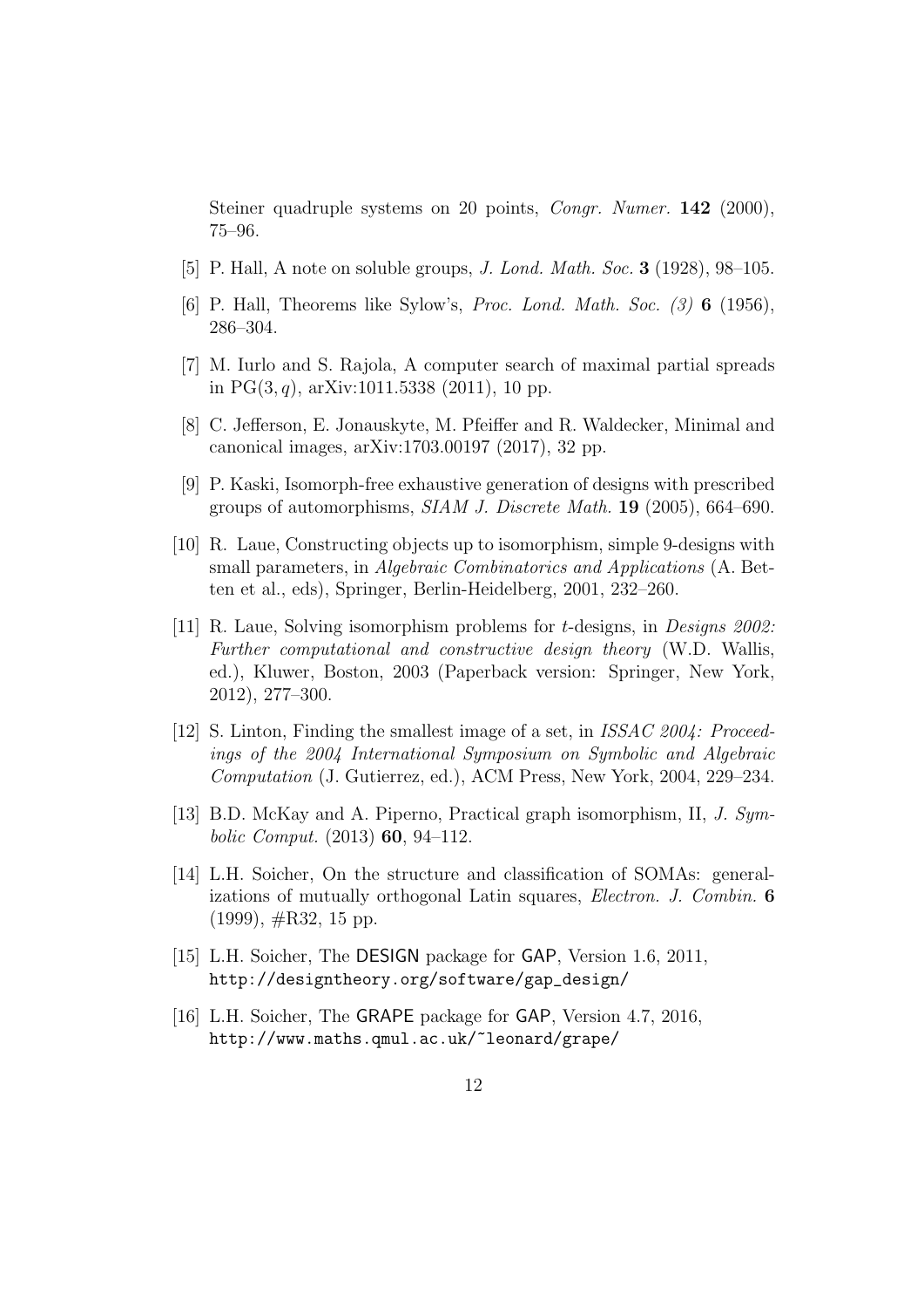Steiner quadruple systems on 20 points, *Congr. Numer.* **142** (2000), 75–96.

[5] P. Hall, A note on soluble groups, *J. Lond. Math. Soc.* **3** (1928), 98–105.

[6] P. Hall, Theorems like Sylow's, *Proc. Lond. Math. Soc. (3)* **6** (1956), 286–304.

[7] M. Iurlo and S. Rajola, A computer search of maximal partial spreads in $\mathrm{PG}(3, q)$, arXiv:1011.5338 (2011), 10 pp.

[8] C. Jefferson, E. Jonauskyte, M. Pfeiffer and R. Waldecker, Minimal and canonical images, arXiv:1703.00197 (2017), 32 pp.

[9] P. Kaski, Isomorph-free exhaustive generation of designs with prescribed groups of automorphisms, *SIAM J. Discrete Math.* **19** (2005), 664–690.

[10] R. Laue, Constructing objects up to isomorphism, simple 9-designs with small parameters, in *Algebraic Combinatorics and Applications* (A. Betten et al., eds), Springer, Berlin-Heidelberg, 2001, 232–260.

[11] R. Laue, Solving isomorphism problems for $t$-designs, in *Designs 2002: Further computational and constructive design theory* (W.D. Wallis, ed.), Kluwer, Boston, 2003 (Paperback version: Springer, New York, 2012), 277–300.

[12] S. Linton, Finding the smallest image of a set, in *ISSAC 2004: Proceedings of the 2004 International Symposium on Symbolic and Algebraic Computation* (J. Gutierrez, ed.), ACM Press, New York, 2004, 229–234.

[13] B.D. McKay and A. Piperno, Practical graph isomorphism, II, *J. Symbolic Comput.* (2013) **60**, 94–112.

[14] L.H. Soicher, On the structure and classification of SOMAs: generalizations of mutually orthogonal Latin squares, *Electron. J. Combin.* **6** (1999), #R32, 15 pp.

[15] L.H. Soicher, The DESIGN package for GAP, Version 1.6, 2011, http://designtheory.org/software/gap_design/

[16] L.H. Soicher, The GRAPE package for GAP, Version 4.7, 2016, http://www.maths.qmul.ac.uk/~leonard/grape/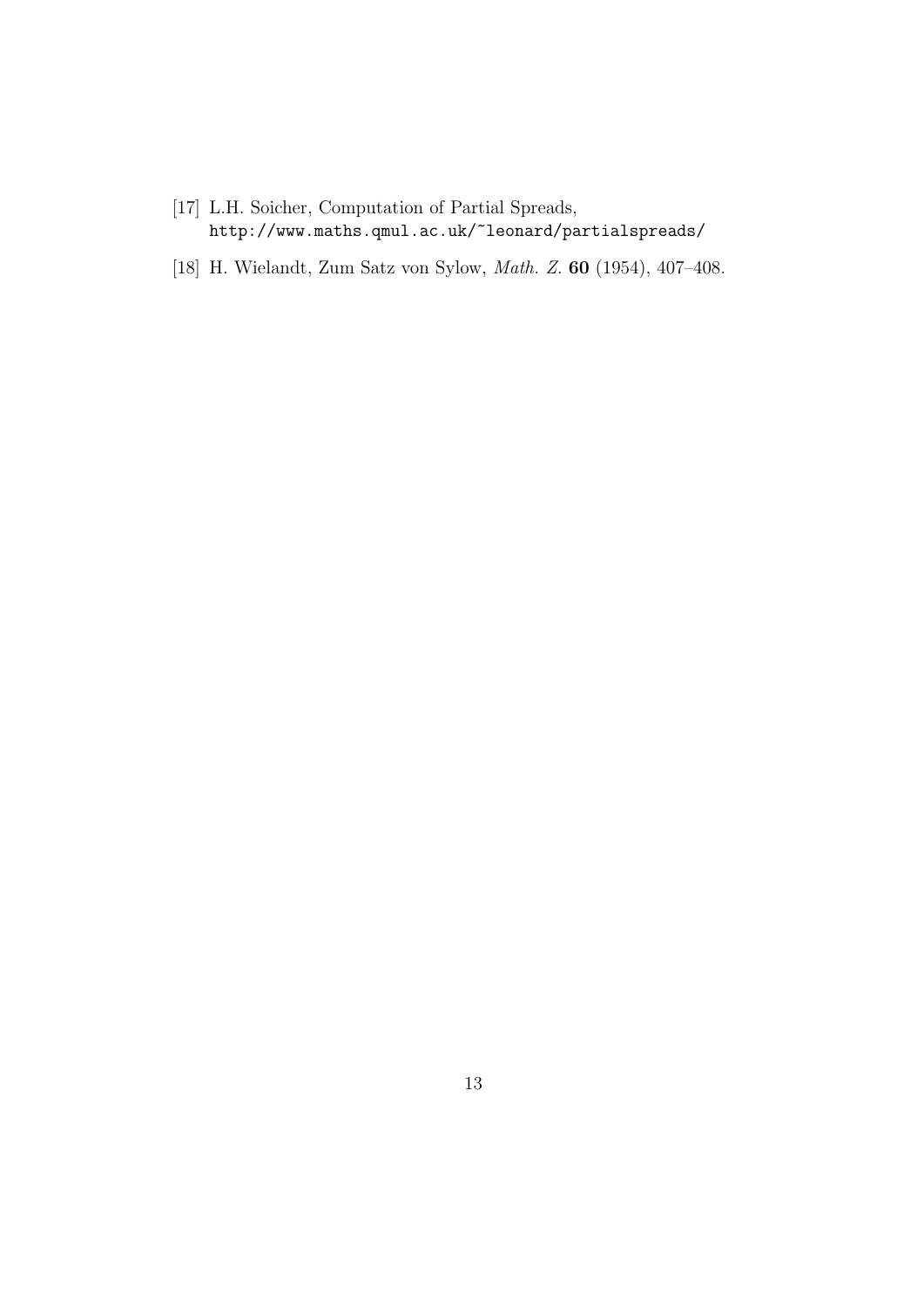[17] L.H. Soicher, Computation of Partial Spreads, http://www.maths.qmul.ac.uk/~leonard/partialspreads/

[18] H. Wielandt, Zum Satz von Sylow, *Math. Z.* **60** (1954), 407–408.